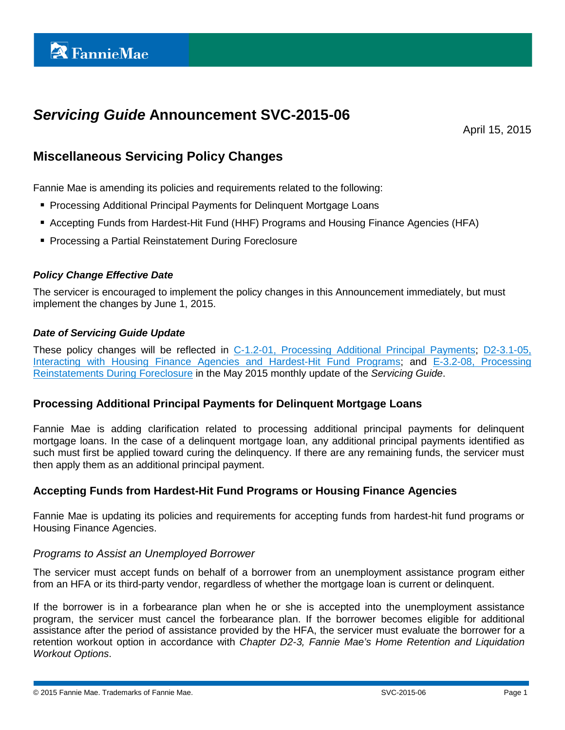FannieMae

# *Servicing Guide* Announcement SVC-2015-06

April 15, 2015

## Miscellaneous Servicing Policy Changes

Fannie Mae is amending its policies and requirements related to the following:

- Processing Additional Principal Payments for Delinquent Mortgage Loans
- Accepting Funds from Hardest-Hit Fund (HHF) Programs and Housing Finance Agencies (HFA)
- Processing a Partial Reinstatement During Foreclosure

#### *Policy Change Effective Date*

The servicer is encouraged to implement the policy changes in this Announcement immediately, but must implement the changes by June 1, 2015.

#### *Date of Servicing Guide Update*

These policy changes will be reflected in C-1.2-01, Processing Additional Principal Payments; D2-3.1-05, Interacting with Housing Finance Agencies and Hardest-Hit Fund Programs; and E-3.2-08, Processing Reinstatements During Foreclosure in the May 2015 monthly update of the *Servicing Guide*.

### Processing Additional Principal Payments for Delinquent Mortgage Loans

Fannie Mae is adding clarification related to processing additional principal payments for delinquent mortgage loans. In the case of a delinquent mortgage loan, any additional principal payments identified as such must first be applied toward curing the delinquency. If there are any remaining funds, the servicer must then apply them as an additional principal payment.

### Accepting Funds from Hardest-Hit Fund Programs or Housing Finance Agencies

Fannie Mae is updating its policies and requirements for accepting funds from hardest-hit fund programs or Housing Finance Agencies.

#### *Programs to Assist an Unemployed Borrower*

The servicer must accept funds on behalf of a borrower from an unemployment assistance program either from an HFA or its third-party vendor, regardless of whether the mortgage loan is current or delinquent.

If the borrower is in a forbearance plan when he or she is accepted into the unemployment assistance program, the servicer must cancel the forbearance plan. If the borrower becomes eligible for additional assistance after the period of assistance provided by the HFA, the servicer must evaluate the borrower for a retention workout option in accordance with *Chapter D2-3, Fannie Mae's Home Retention and Liquidation Workout Options*.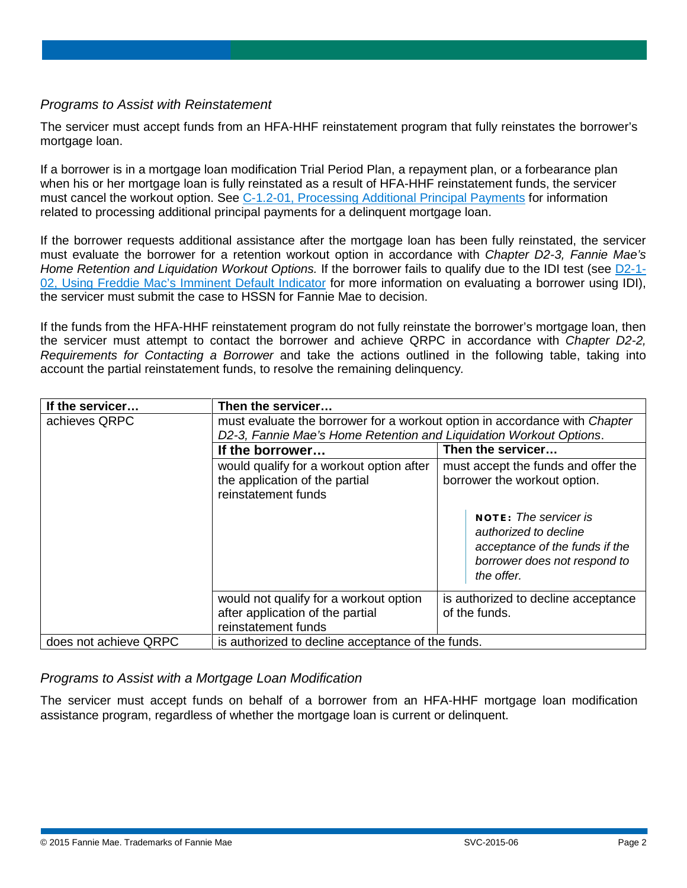### *Programs to Assist with Reinstatement*

The servicer must accept funds from an HFA-HHF reinstatement program that fully reinstates the borrower's mortgage loan.

If a borrower is in a mortgage loan modification Trial Period Plan, a repayment plan, or a forbearance plan when his or her mortgage loan is fully reinstated as a result of HFA-HHF reinstatement funds, the servicer must cancel the workout option. See C-1.2-01, Processing Additional Principal Payments for information related to processing additional principal payments for a delinquent mortgage loan.

If the borrower requests additional assistance after the mortgage loan has been fully reinstated, the servicer must evaluate the borrower for a retention workout option in accordance with *Chapter D2-3, Fannie Mae's Home Retention and Liquidation Workout Options.* If the borrower fails to qualify due to the IDI test (see D2-1-02, Using Freddie Mac's Imminent Default Indicator for more information on evaluating a borrower using IDI), the servicer must submit the case to HSSN for Fannie Mae to decision.

If the funds from the HFA-HHF reinstatement program do not fully reinstate the borrower's mortgage loan, then the servicer must attempt to contact the borrower and achieve QRPC in accordance with *Chapter D2-2, Requirements for Contacting a Borrower* and take the actions outlined in the following table, taking into account the partial reinstatement funds, to resolve the remaining delinquency.

| If the servicer… | Then the servicer… | |
|---|---|---|
| achieves QRPC | must evaluate the borrower for a workout option in accordance with *Chapter D2-3, Fannie Mae's Home Retention and Liquidation Workout Options*. | |
| | **If the borrower…** | **Then the servicer…** |
| | would qualify for a workout option after the application of the partial reinstatement funds | must accept the funds and offer the borrower the workout option. **NOTE:** *The servicer is authorized to decline acceptance of the funds if the borrower does not respond to the offer.* |
| | would not qualify for a workout option after application of the partial reinstatement funds | is authorized to decline acceptance of the funds. |
| does not achieve QRPC | is authorized to decline acceptance of the funds. | |

### *Programs to Assist with a Mortgage Loan Modification*

The servicer must accept funds on behalf of a borrower from an HFA-HHF mortgage loan modification assistance program, regardless of whether the mortgage loan is current or delinquent.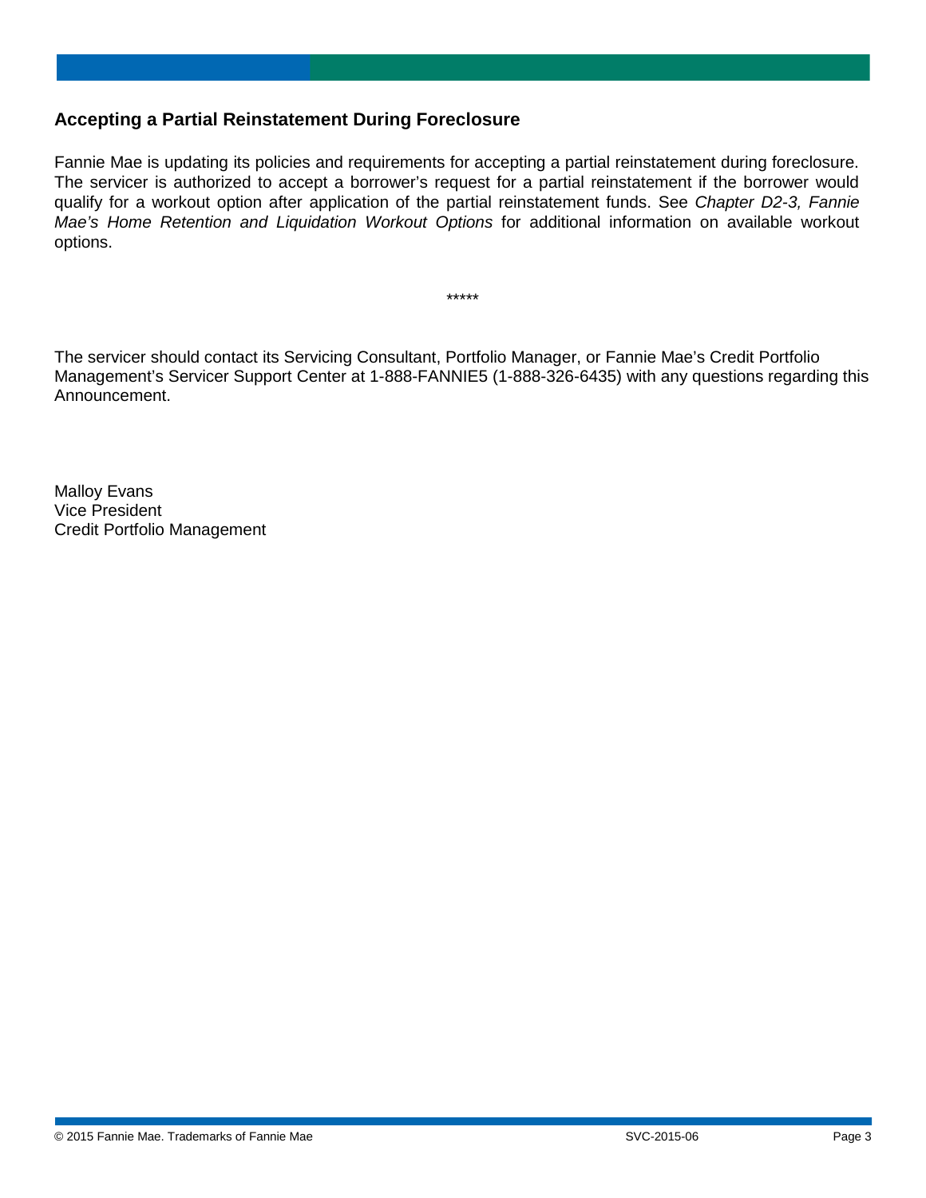### Accepting a Partial Reinstatement During Foreclosure

Fannie Mae is updating its policies and requirements for accepting a partial reinstatement during foreclosure. The servicer is authorized to accept a borrower's request for a partial reinstatement if the borrower would qualify for a workout option after application of the partial reinstatement funds. See *Chapter D2-3, Fannie Mae's Home Retention and Liquidation Workout Options* for additional information on available workout options.

*****

The servicer should contact its Servicing Consultant, Portfolio Manager, or Fannie Mae's Credit Portfolio Management's Servicer Support Center at 1-888-FANNIE5 (1-888-326-6435) with any questions regarding this Announcement.

Malloy Evans
Vice President
Credit Portfolio Management